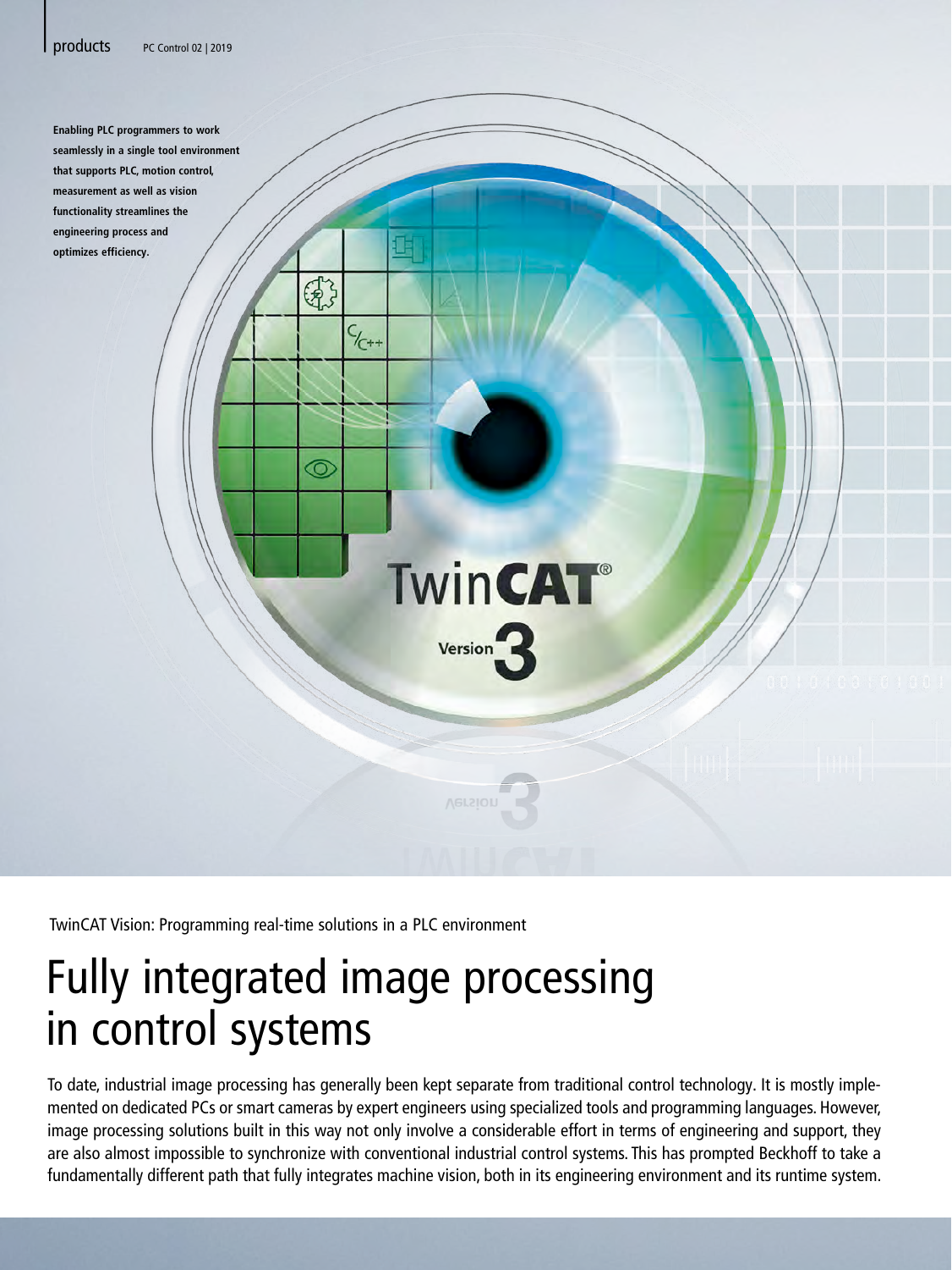Enabling PLC programmers to work seamlessly in a single tool environment that supports PLC, motion control, measurement as well as vision functionality streamlines the engineering process and optimizes efficiency.

TwinCAT Vision: Programming real-time solutions in a PLC environment

# Fully integrated image processing in control systems

To date, industrial image processing has generally been kept separate from traditional control technology. It is mostly implemented on dedicated PCs or smart cameras by expert engineers using specialized tools and programming languages. However, image processing solutions built in this way not only involve a considerable effort in terms of engineering and support, they are also almost impossible to synchronize with conventional industrial control systems. This has prompted Beckhoff to take a fundamentally different path that fully integrates machine vision, both in its engineering environment and its runtime system.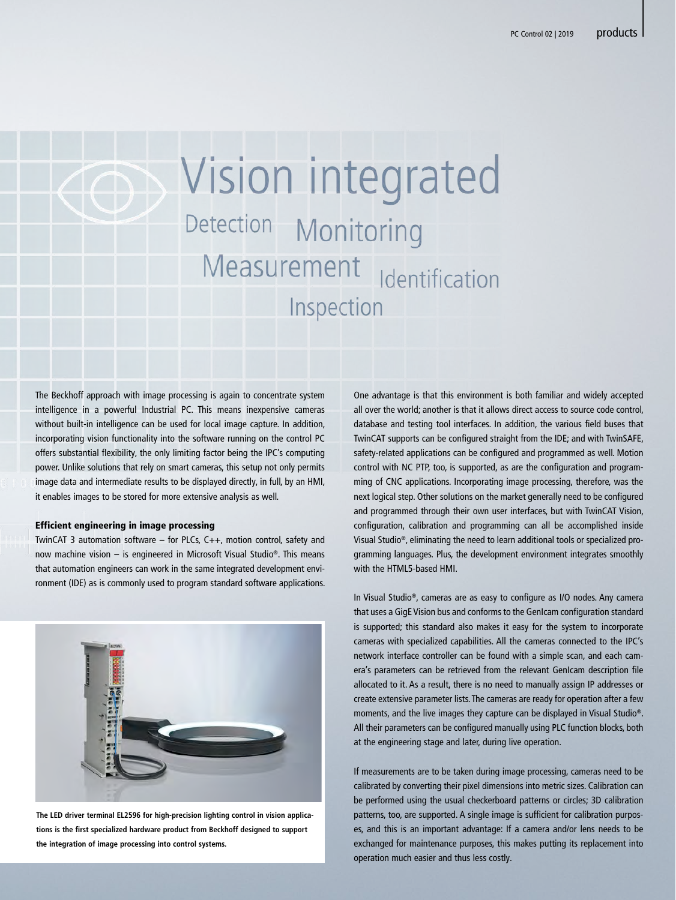# Vision integrated

Detection Monitoring Measurement Identification Inspection

The Beckhoff approach with image processing is again to concentrate system intelligence in a powerful Industrial PC. This means inexpensive cameras without built-in intelligence can be used for local image capture. In addition, incorporating vision functionality into the software running on the control PC offers substantial flexibility, the only limiting factor being the IPC's computing power. Unlike solutions that rely on smart cameras, this setup not only permits image data and intermediate results to be displayed directly, in full, by an HMI, it enables images to be stored for more extensive analysis as well.

### Efficient engineering in image processing

TwinCAT 3 automation software – for PLCs, C++, motion control, safety and now machine vision – is engineered in Microsoft Visual Studio®. This means that automation engineers can work in the same integrated development environment (IDE) as is commonly used to program standard software applications.

The LED driver terminal EL2596 for high-precision lighting control in vision applications is the first specialized hardware product from Beckhoff designed to support the integration of image processing into control systems.

One advantage is that this environment is both familiar and widely accepted all over the world; another is that it allows direct access to source code control, database and testing tool interfaces. In addition, the various field buses that TwinCAT supports can be configured straight from the IDE; and with TwinSAFE, safety-related applications can be configured and programmed as well. Motion control with NC PTP, too, is supported, as are the configuration and programming of CNC applications. Incorporating image processing, therefore, was the next logical step. Other solutions on the market generally need to be configured and programmed through their own user interfaces, but with TwinCAT Vision, configuration, calibration and programming can all be accomplished inside Visual Studio®, eliminating the need to learn additional tools or specialized programming languages. Plus, the development environment integrates smoothly with the HTML5-based HMI.

In Visual Studio®, cameras are as easy to configure as I/O nodes. Any camera that uses a GigE Vision bus and conforms to the GenIcam configuration standard is supported; this standard also makes it easy for the system to incorporate cameras with specialized capabilities. All the cameras connected to the IPC's network interface controller can be found with a simple scan, and each camera's parameters can be retrieved from the relevant GenIcam description file allocated to it. As a result, there is no need to manually assign IP addresses or create extensive parameter lists. The cameras are ready for operation after a few moments, and the live images they capture can be displayed in Visual Studio®. All their parameters can be configured manually using PLC function blocks, both at the engineering stage and later, during live operation.

If measurements are to be taken during image processing, cameras need to be calibrated by converting their pixel dimensions into metric sizes. Calibration can be performed using the usual checkerboard patterns or circles; 3D calibration patterns, too, are supported. A single image is sufficient for calibration purposes, and this is an important advantage: If a camera and/or lens needs to be exchanged for maintenance purposes, this makes putting its replacement into operation much easier and thus less costly.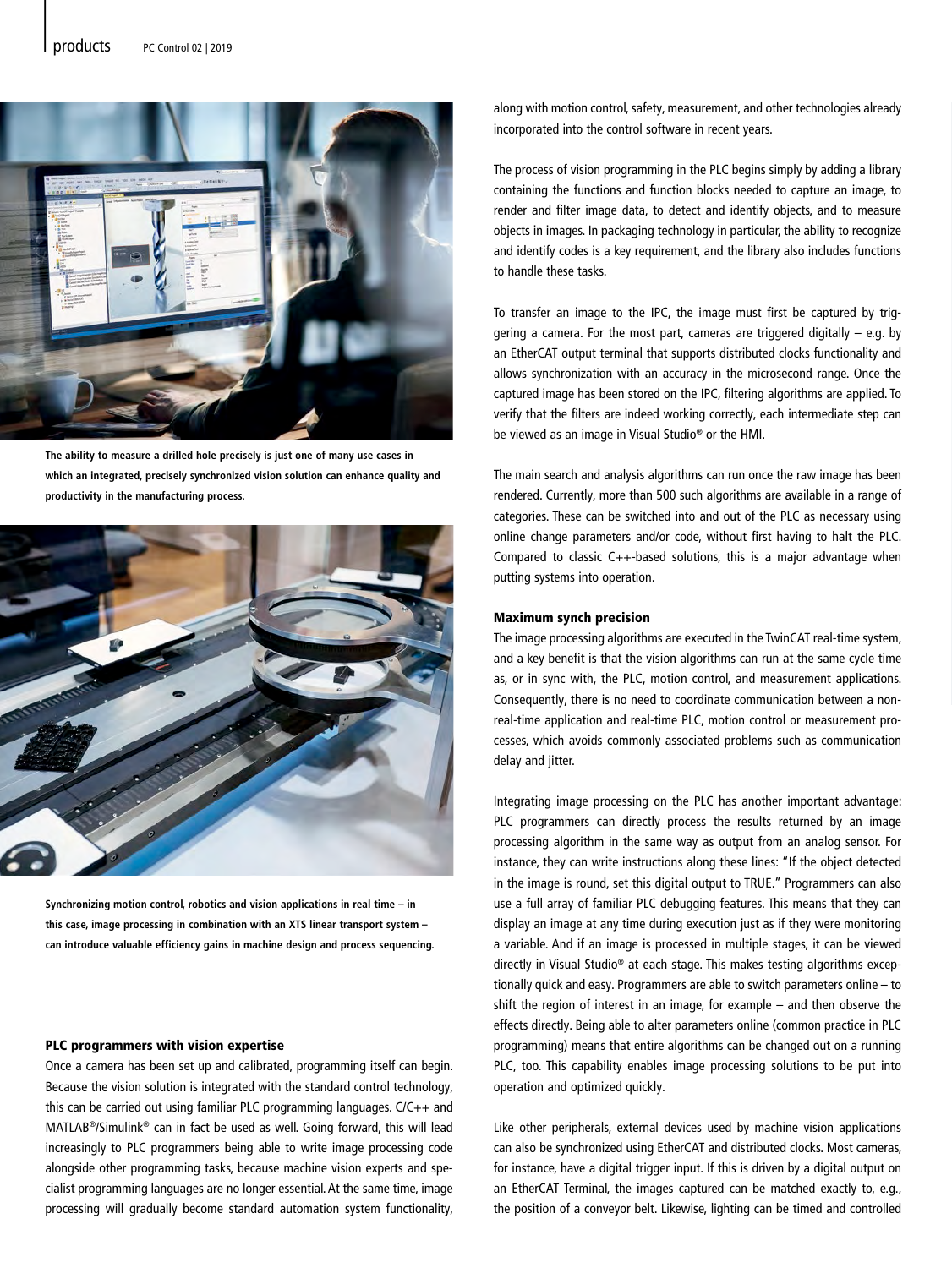The ability to measure a drilled hole precisely is just one of many use cases in which an integrated, precisely synchronized vision solution can enhance quality and productivity in the manufacturing process.

Synchronizing motion control, robotics and vision applications in real time – in this case, image processing in combination with an XTS linear transport system – can introduce valuable efficiency gains in machine design and process sequencing.

### PLC programmers with vision expertise

Once a camera has been set up and calibrated, programming itself can begin. Because the vision solution is integrated with the standard control technology, this can be carried out using familiar PLC programming languages. C/C++ and MATLAB®/Simulink® can in fact be used as well. Going forward, this will lead increasingly to PLC programmers being able to write image processing code alongside other programming tasks, because machine vision experts and specialist programming languages are no longer essential. At the same time, image processing will gradually become standard automation system functionality, along with motion control, safety, measurement, and other technologies already incorporated into the control software in recent years.

The process of vision programming in the PLC begins simply by adding a library containing the functions and function blocks needed to capture an image, to render and filter image data, to detect and identify objects, and to measure objects in images. In packaging technology in particular, the ability to recognize and identify codes is a key requirement, and the library also includes functions to handle these tasks.

To transfer an image to the IPC, the image must first be captured by triggering a camera. For the most part, cameras are triggered digitally – e.g. by an EtherCAT output terminal that supports distributed clocks functionality and allows synchronization with an accuracy in the microsecond range. Once the captured image has been stored on the IPC, filtering algorithms are applied. To verify that the filters are indeed working correctly, each intermediate step can be viewed as an image in Visual Studio® or the HMI.

The main search and analysis algorithms can run once the raw image has been rendered. Currently, more than 500 such algorithms are available in a range of categories. These can be switched into and out of the PLC as necessary using online change parameters and/or code, without first having to halt the PLC. Compared to classic C++-based solutions, this is a major advantage when putting systems into operation.

### Maximum synch precision

The image processing algorithms are executed in the TwinCAT real-time system, and a key benefit is that the vision algorithms can run at the same cycle time as, or in sync with, the PLC, motion control, and measurement applications. Consequently, there is no need to coordinate communication between a non-real-time application and real-time PLC, motion control or measurement processes, which avoids commonly associated problems such as communication delay and jitter.

Integrating image processing on the PLC has another important advantage: PLC programmers can directly process the results returned by an image processing algorithm in the same way as output from an analog sensor. For instance, they can write instructions along these lines: "If the object detected in the image is round, set this digital output to TRUE." Programmers can also use a full array of familiar PLC debugging features. This means that they can display an image at any time during execution just as if they were monitoring a variable. And if an image is processed in multiple stages, it can be viewed directly in Visual Studio® at each stage. This makes testing algorithms exceptionally quick and easy. Programmers are able to switch parameters online – to shift the region of interest in an image, for example – and then observe the effects directly. Being able to alter parameters online (common practice in PLC programming) means that entire algorithms can be changed out on a running PLC, too. This capability enables image processing solutions to be put into operation and optimized quickly.

Like other peripherals, external devices used by machine vision applications can also be synchronized using EtherCAT and distributed clocks. Most cameras, for instance, have a digital trigger input. If this is driven by a digital output on an EtherCAT Terminal, the images captured can be matched exactly to, e.g., the position of a conveyor belt. Likewise, lighting can be timed and controlled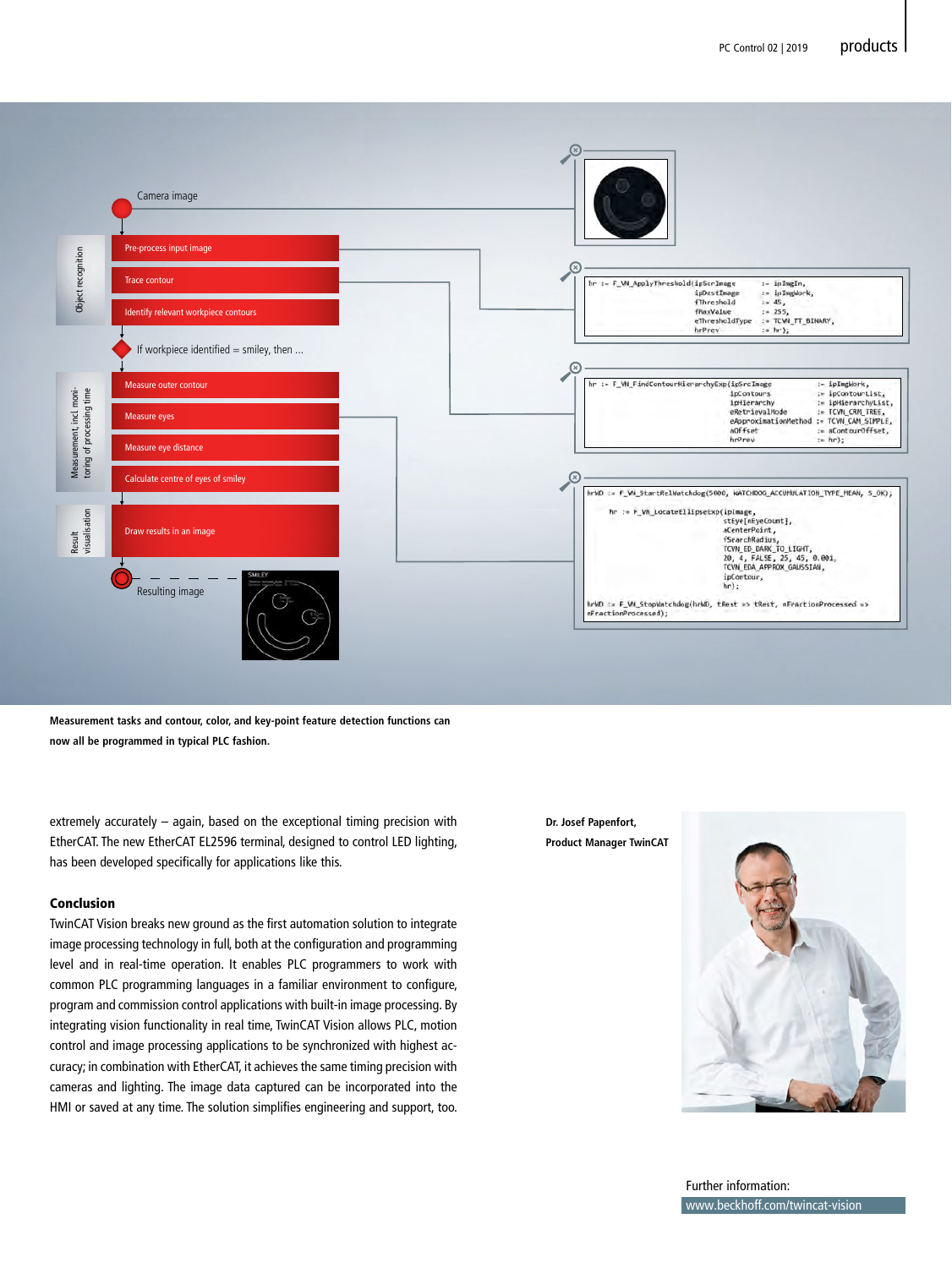Camera image

Object recognition

Pre-process input image

Trace contour

Identify relevant workpiece contours

If workpiece identified = smiley, then ...

Measurement, incl monitoring of processing time

Measure outer contour

Measure eyes

Measure eye distance

Calculate centre of eyes of smiley

Result visualisation

Draw results in an image

Resulting image

```
hr := F_VN_ApplyThreshold(ipSrcImage      := ipImgIn,
                          ipDestImage     := ipImgWork,
                          fThreshold      := 45,
                          fMaxValue       := 255,
                          eThresholdType  := TCVN_TT_BINARY,
                          hrPrev          := hr);
```

```
hr := F_VN_FindContourHierarchyExp(ipSrcImage          := ipImgWork,
                                   ipContours          := ipContourList,
                                   ipHierarchy         := ipHierarchyList,
                                   eRetrievalMode      := TCVN_CRM_TREE,
                                   eApproximationMethod := TCVN_CAM_SIMPLE,
                                   aOffset             := aContourOffset,
                                   hrPrev              := hr);
```

```
hrWD := F_VN_StartRelWatchdog(5000, WATCHDOG_ACCUMULATION_TYPE_MEAN, S_OK);

    hr := F_VN_LocateEllipseExp(ipImage,
                  stEye[nEyeCount],
                  aCenterPoint,
                  fSearchRadius,
                  TCVN_ED_DARK_TO_LIGHT,
                  20, 4, FALSE, 25, 45, 0.001,
                  TCVN_EDA_APPROX_GAUSSIAN,
                  ipContour,
                  hr);

hrWD := F_VN_StopWatchdog(hrWD, tRest => tRest, nFractionProcessed =>
nFractionProcessed);
```

**Measurement tasks and contour, color, and key-point feature detection functions can now all be programmed in typical PLC fashion.**

extremely accurately – again, based on the exceptional timing precision with EtherCAT. The new EtherCAT EL2596 terminal, designed to control LED lighting, has been developed specifically for applications like this.

## Conclusion

TwinCAT Vision breaks new ground as the first automation solution to integrate image processing technology in full, both at the configuration and programming level and in real-time operation. It enables PLC programmers to work with common PLC programming languages in a familiar environment to configure, program and commission control applications with built-in image processing. By integrating vision functionality in real time, TwinCAT Vision allows PLC, motion control and image processing applications to be synchronized with highest accuracy; in combination with EtherCAT, it achieves the same timing precision with cameras and lighting. The image data captured can be incorporated into the HMI or saved at any time. The solution simplifies engineering and support, too.

**Dr. Josef Papenfort, Product Manager TwinCAT**

Further information:
www.beckhoff.com/twincat-vision